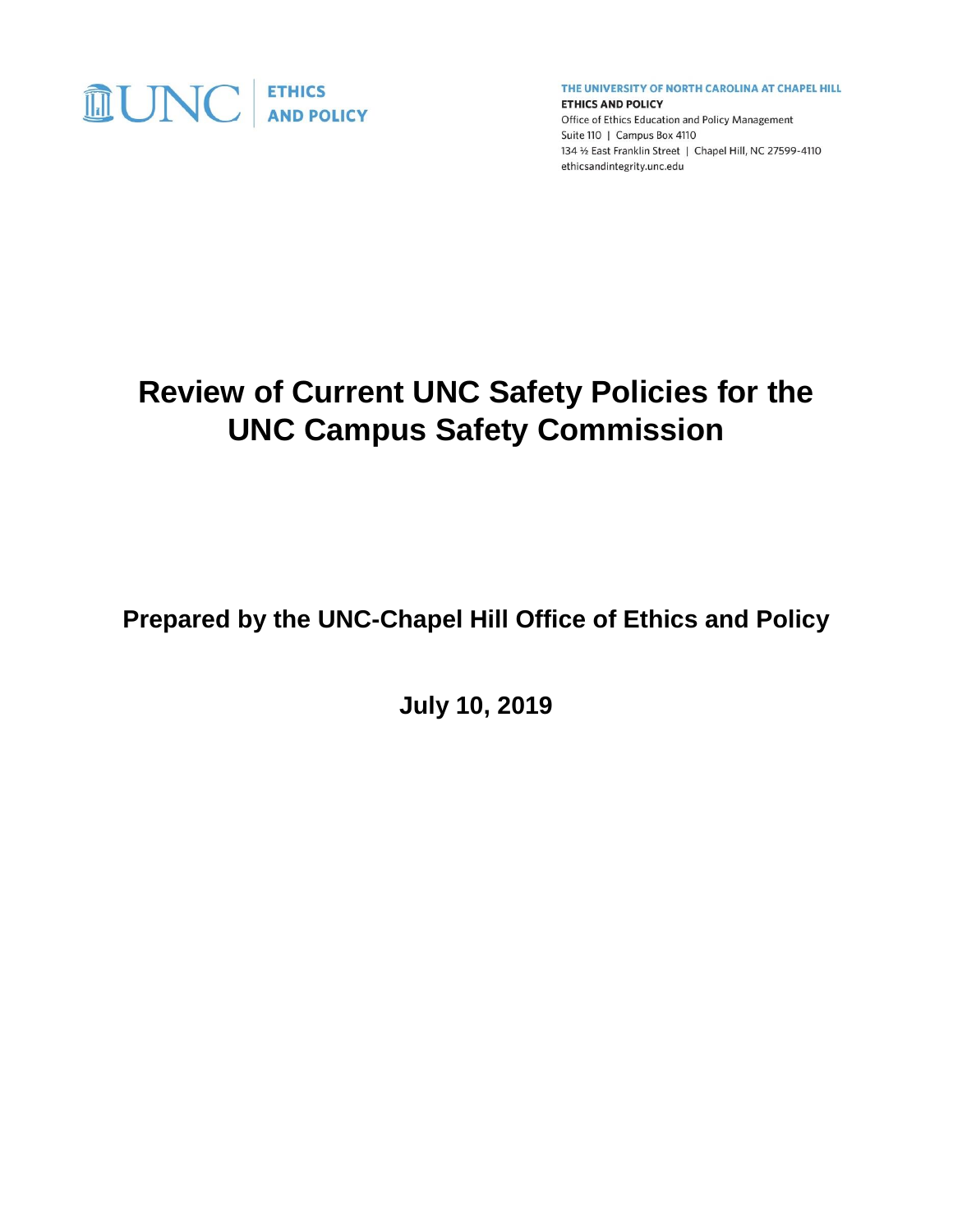UNC | ETHICS AND POLICY

THE UNIVERSITY OF NORTH CAROLINA AT CHAPEL HILL
ETHICS AND POLICY
Office of Ethics Education and Policy Management
Suite 110 | Campus Box 4110
134 ½ East Franklin Street | Chapel Hill, NC 27599-4110
ethicsandintegrity.unc.edu

# Review of Current UNC Safety Policies for the UNC Campus Safety Commission

**Prepared by the UNC-Chapel Hill Office of Ethics and Policy**

**July 10, 2019**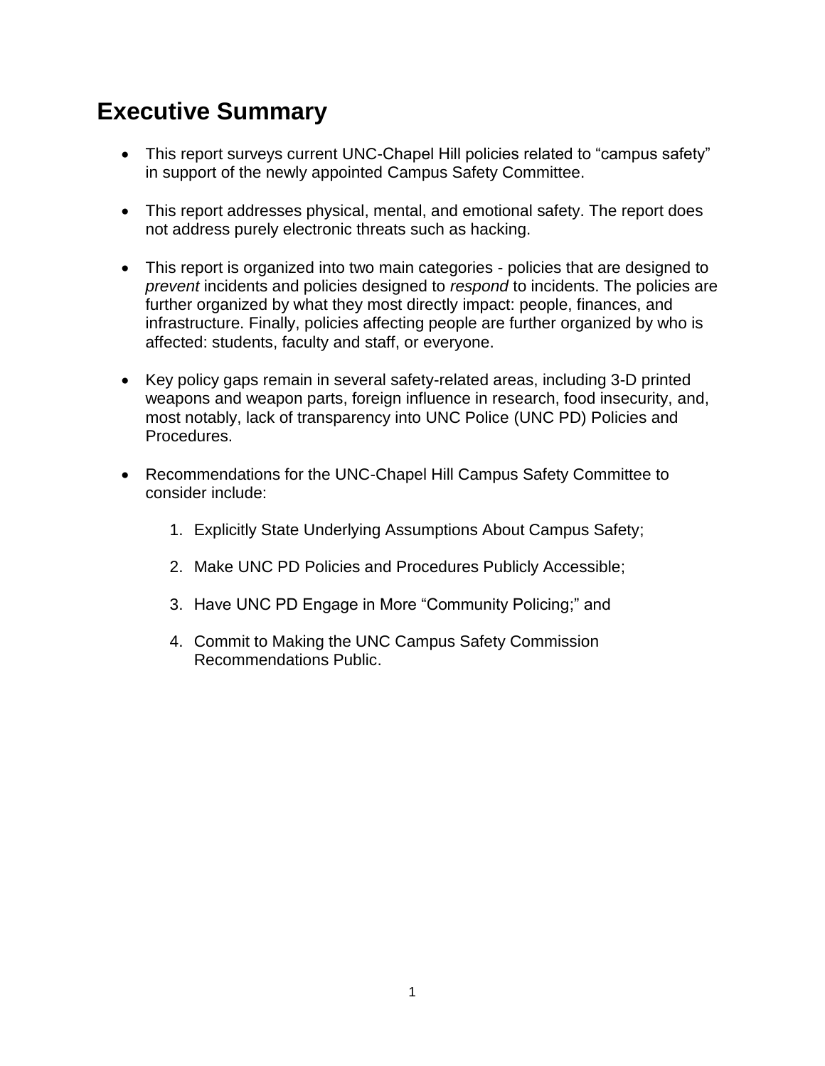# Executive Summary

- This report surveys current UNC-Chapel Hill policies related to "campus safety" in support of the newly appointed Campus Safety Committee.

- This report addresses physical, mental, and emotional safety. The report does not address purely electronic threats such as hacking.

- This report is organized into two main categories - policies that are designed to *prevent* incidents and policies designed to *respond* to incidents. The policies are further organized by what they most directly impact: people, finances, and infrastructure. Finally, policies affecting people are further organized by who is affected: students, faculty and staff, or everyone.

- Key policy gaps remain in several safety-related areas, including 3-D printed weapons and weapon parts, foreign influence in research, food insecurity, and, most notably, lack of transparency into UNC Police (UNC PD) Policies and Procedures.

- Recommendations for the UNC-Chapel Hill Campus Safety Committee to consider include:

    1. Explicitly State Underlying Assumptions About Campus Safety;

    2. Make UNC PD Policies and Procedures Publicly Accessible;

    3. Have UNC PD Engage in More "Community Policing;" and

    4. Commit to Making the UNC Campus Safety Commission Recommendations Public.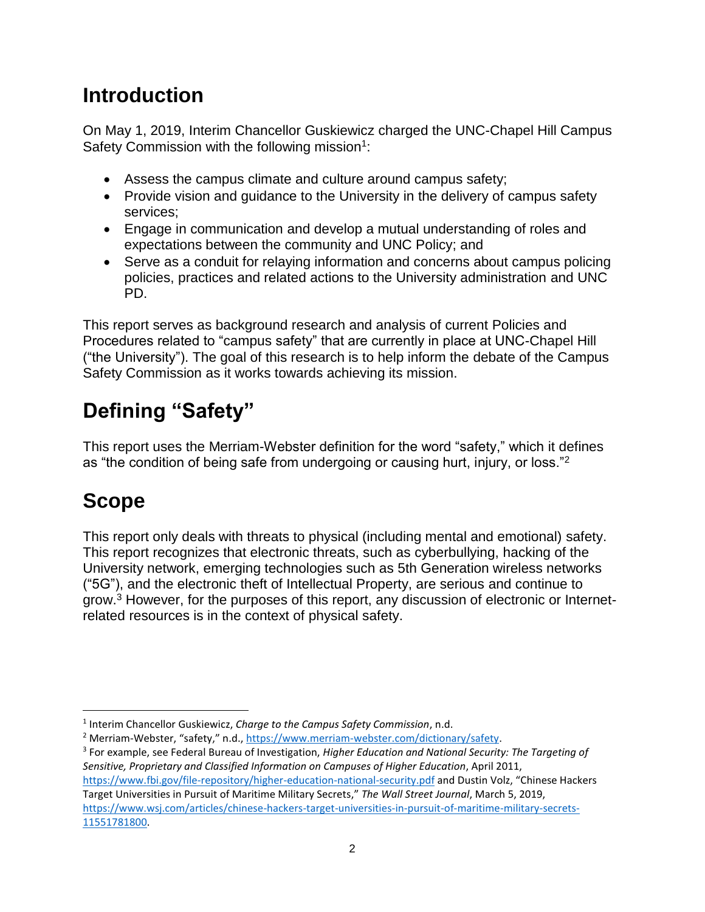# Introduction

On May 1, 2019, Interim Chancellor Guskiewicz charged the UNC-Chapel Hill Campus Safety Commission with the following mission[1]:

- Assess the campus climate and culture around campus safety;
- Provide vision and guidance to the University in the delivery of campus safety services;
- Engage in communication and develop a mutual understanding of roles and expectations between the community and UNC Policy; and
- Serve as a conduit for relaying information and concerns about campus policing policies, practices and related actions to the University administration and UNC PD.

This report serves as background research and analysis of current Policies and Procedures related to "campus safety" that are currently in place at UNC-Chapel Hill ("the University"). The goal of this research is to help inform the debate of the Campus Safety Commission as it works towards achieving its mission.

# Defining "Safety"

This report uses the Merriam-Webster definition for the word "safety," which it defines as "the condition of being safe from undergoing or causing hurt, injury, or loss."[2]

# Scope

This report only deals with threats to physical (including mental and emotional) safety. This report recognizes that electronic threats, such as cyberbullying, hacking of the University network, emerging technologies such as 5th Generation wireless networks ("5G"), and the electronic theft of Intellectual Property, are serious and continue to grow.[3] However, for the purposes of this report, any discussion of electronic or Internet-related resources is in the context of physical safety.

---

[1] Interim Chancellor Guskiewicz, *Charge to the Campus Safety Commission*, n.d.

[2] Merriam-Webster, "safety," n.d., https://www.merriam-webster.com/dictionary/safety.

[3] For example, see Federal Bureau of Investigation, *Higher Education and National Security: The Targeting of Sensitive, Proprietary and Classified Information on Campuses of Higher Education*, April 2011, https://www.fbi.gov/file-repository/higher-education-national-security.pdf and Dustin Volz, "Chinese Hackers Target Universities in Pursuit of Maritime Military Secrets," *The Wall Street Journal*, March 5, 2019, https://www.wsj.com/articles/chinese-hackers-target-universities-in-pursuit-of-maritime-military-secrets-11551781800.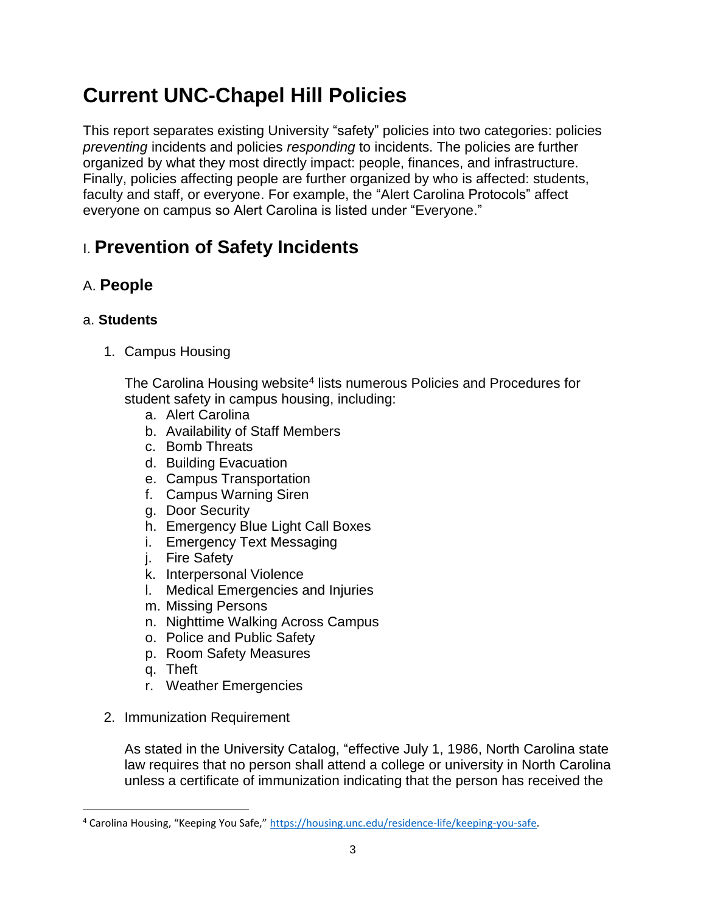# Current UNC-Chapel Hill Policies

This report separates existing University "safety" policies into two categories: policies *preventing* incidents and policies *responding* to incidents. The policies are further organized by what they most directly impact: people, finances, and infrastructure. Finally, policies affecting people are further organized by who is affected: students, faculty and staff, or everyone. For example, the "Alert Carolina Protocols" affect everyone on campus so Alert Carolina is listed under "Everyone."

## I. Prevention of Safety Incidents

### A. People

#### a. Students

1. Campus Housing

   The Carolina Housing website[4] lists numerous Policies and Procedures for student safety in campus housing, including:

   a. Alert Carolina
   b. Availability of Staff Members
   c. Bomb Threats
   d. Building Evacuation
   e. Campus Transportation
   f. Campus Warning Siren
   g. Door Security
   h. Emergency Blue Light Call Boxes
   i. Emergency Text Messaging
   j. Fire Safety
   k. Interpersonal Violence
   l. Medical Emergencies and Injuries
   m. Missing Persons
   n. Nighttime Walking Across Campus
   o. Police and Public Safety
   p. Room Safety Measures
   q. Theft
   r. Weather Emergencies

2. Immunization Requirement

   As stated in the University Catalog, "effective July 1, 1986, North Carolina state law requires that no person shall attend a college or university in North Carolina unless a certificate of immunization indicating that the person has received the

[4] Carolina Housing, "Keeping You Safe," https://housing.unc.edu/residence-life/keeping-you-safe.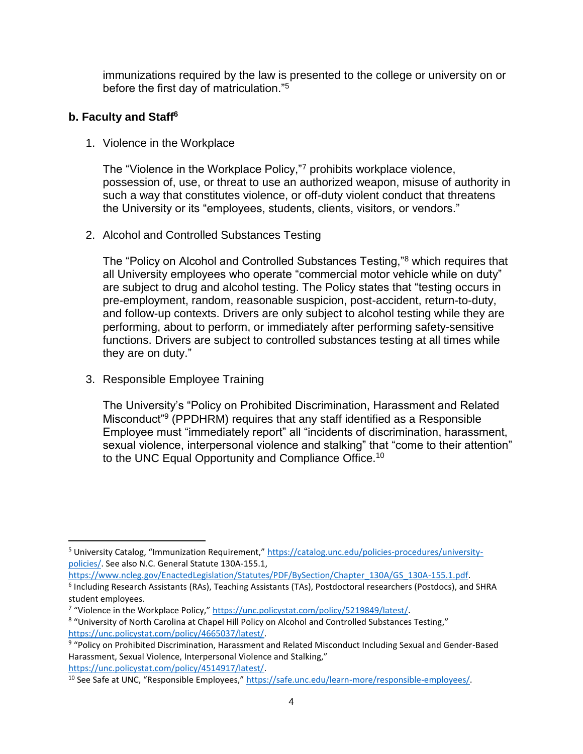immunizations required by the law is presented to the college or university on or before the first day of matriculation."[5]

### b. Faculty and Staff[6]

1. Violence in the Workplace

   The "Violence in the Workplace Policy,"[7] prohibits workplace violence, possession of, use, or threat to use an authorized weapon, misuse of authority in such a way that constitutes violence, or off-duty violent conduct that threatens the University or its "employees, students, clients, visitors, or vendors."

2. Alcohol and Controlled Substances Testing

   The "Policy on Alcohol and Controlled Substances Testing,"[8] which requires that all University employees who operate "commercial motor vehicle while on duty" are subject to drug and alcohol testing. The Policy states that "testing occurs in pre-employment, random, reasonable suspicion, post-accident, return-to-duty, and follow-up contexts. Drivers are only subject to alcohol testing while they are performing, about to perform, or immediately after performing safety-sensitive functions. Drivers are subject to controlled substances testing at all times while they are on duty."

3. Responsible Employee Training

   The University's "Policy on Prohibited Discrimination, Harassment and Related Misconduct"[9] (PPDHRM) requires that any staff identified as a Responsible Employee must "immediately report" all "incidents of discrimination, harassment, sexual violence, interpersonal violence and stalking" that "come to their attention" to the UNC Equal Opportunity and Compliance Office.[10]

---

[5] University Catalog, "Immunization Requirement," https://catalog.unc.edu/policies-procedures/university-policies/. See also N.C. General Statute 130A-155.1, https://www.ncleg.gov/EnactedLegislation/Statutes/PDF/BySection/Chapter_130A/GS_130A-155.1.pdf.

[6] Including Research Assistants (RAs), Teaching Assistants (TAs), Postdoctoral researchers (Postdocs), and SHRA student employees.

[7] "Violence in the Workplace Policy," https://unc.policystat.com/policy/5219849/latest/.

[8] "University of North Carolina at Chapel Hill Policy on Alcohol and Controlled Substances Testing," https://unc.policystat.com/policy/4665037/latest/.

[9] "Policy on Prohibited Discrimination, Harassment and Related Misconduct Including Sexual and Gender-Based Harassment, Sexual Violence, Interpersonal Violence and Stalking," https://unc.policystat.com/policy/4514917/latest/.

[10] See Safe at UNC, "Responsible Employees," https://safe.unc.edu/learn-more/responsible-employees/.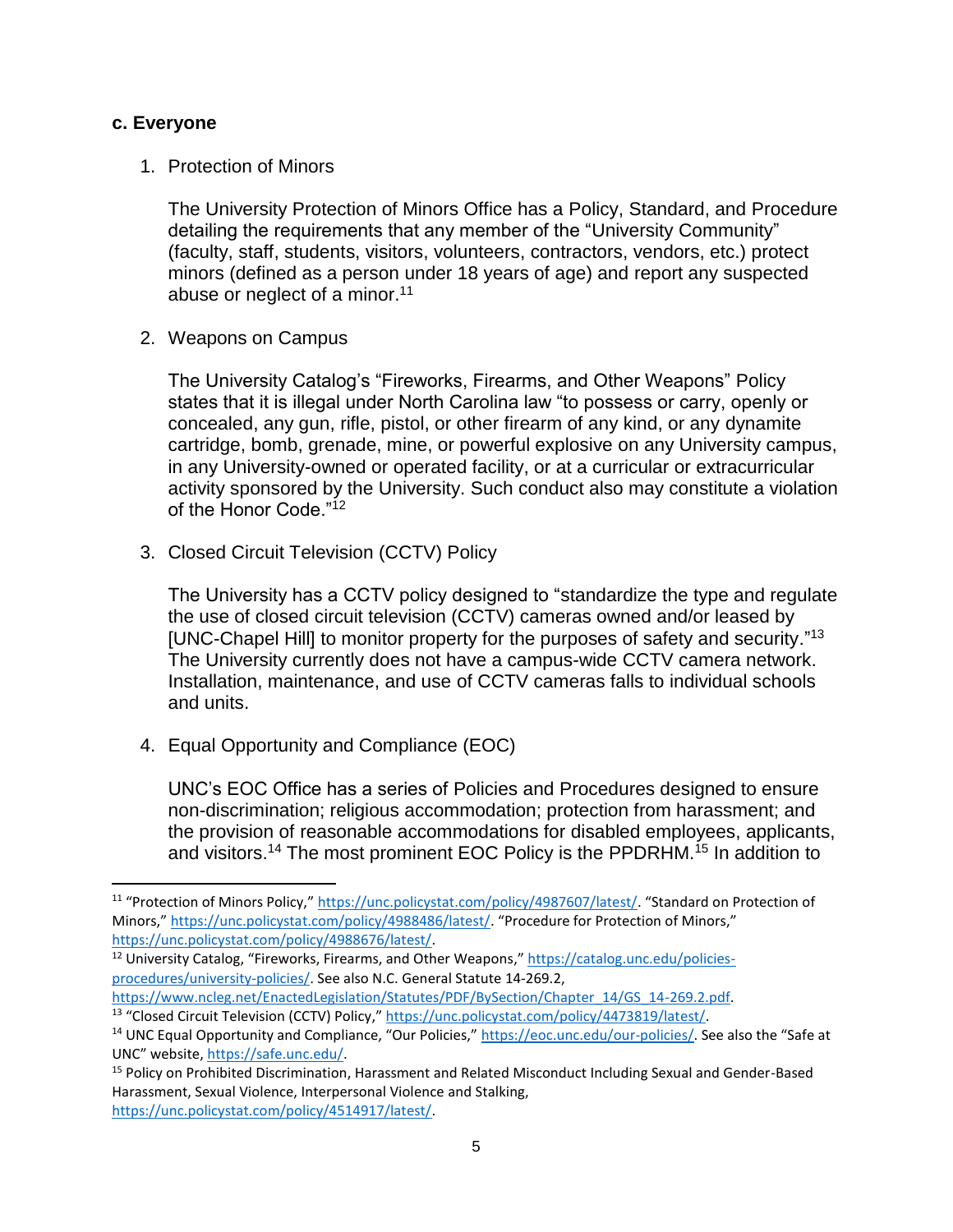### c. Everyone

1. Protection of Minors

   The University Protection of Minors Office has a Policy, Standard, and Procedure detailing the requirements that any member of the "University Community" (faculty, staff, students, visitors, volunteers, contractors, vendors, etc.) protect minors (defined as a person under 18 years of age) and report any suspected abuse or neglect of a minor.[11]

2. Weapons on Campus

   The University Catalog's "Fireworks, Firearms, and Other Weapons" Policy states that it is illegal under North Carolina law "to possess or carry, openly or concealed, any gun, rifle, pistol, or other firearm of any kind, or any dynamite cartridge, bomb, grenade, mine, or powerful explosive on any University campus, in any University-owned or operated facility, or at a curricular or extracurricular activity sponsored by the University. Such conduct also may constitute a violation of the Honor Code."[12]

3. Closed Circuit Television (CCTV) Policy

   The University has a CCTV policy designed to "standardize the type and regulate the use of closed circuit television (CCTV) cameras owned and/or leased by [UNC-Chapel Hill] to monitor property for the purposes of safety and security."[13] The University currently does not have a campus-wide CCTV camera network. Installation, maintenance, and use of CCTV cameras falls to individual schools and units.

4. Equal Opportunity and Compliance (EOC)

   UNC's EOC Office has a series of Policies and Procedures designed to ensure non-discrimination; religious accommodation; protection from harassment; and the provision of reasonable accommodations for disabled employees, applicants, and visitors.[14] The most prominent EOC Policy is the PPDRHM.[15] In addition to

---

[11] "Protection of Minors Policy," https://unc.policystat.com/policy/4987607/latest/. "Standard on Protection of Minors," https://unc.policystat.com/policy/4988486/latest/. "Procedure for Protection of Minors," https://unc.policystat.com/policy/4988676/latest/.

[12] University Catalog, "Fireworks, Firearms, and Other Weapons," https://catalog.unc.edu/policies-procedures/university-policies/. See also N.C. General Statute 14-269.2, https://www.ncleg.net/EnactedLegislation/Statutes/PDF/BySection/Chapter_14/GS_14-269.2.pdf.

[13] "Closed Circuit Television (CCTV) Policy," https://unc.policystat.com/policy/4473819/latest/.

[14] UNC Equal Opportunity and Compliance, "Our Policies," https://eoc.unc.edu/our-policies/. See also the "Safe at UNC" website, https://safe.unc.edu/.

[15] Policy on Prohibited Discrimination, Harassment and Related Misconduct Including Sexual and Gender-Based Harassment, Sexual Violence, Interpersonal Violence and Stalking, https://unc.policystat.com/policy/4514917/latest/.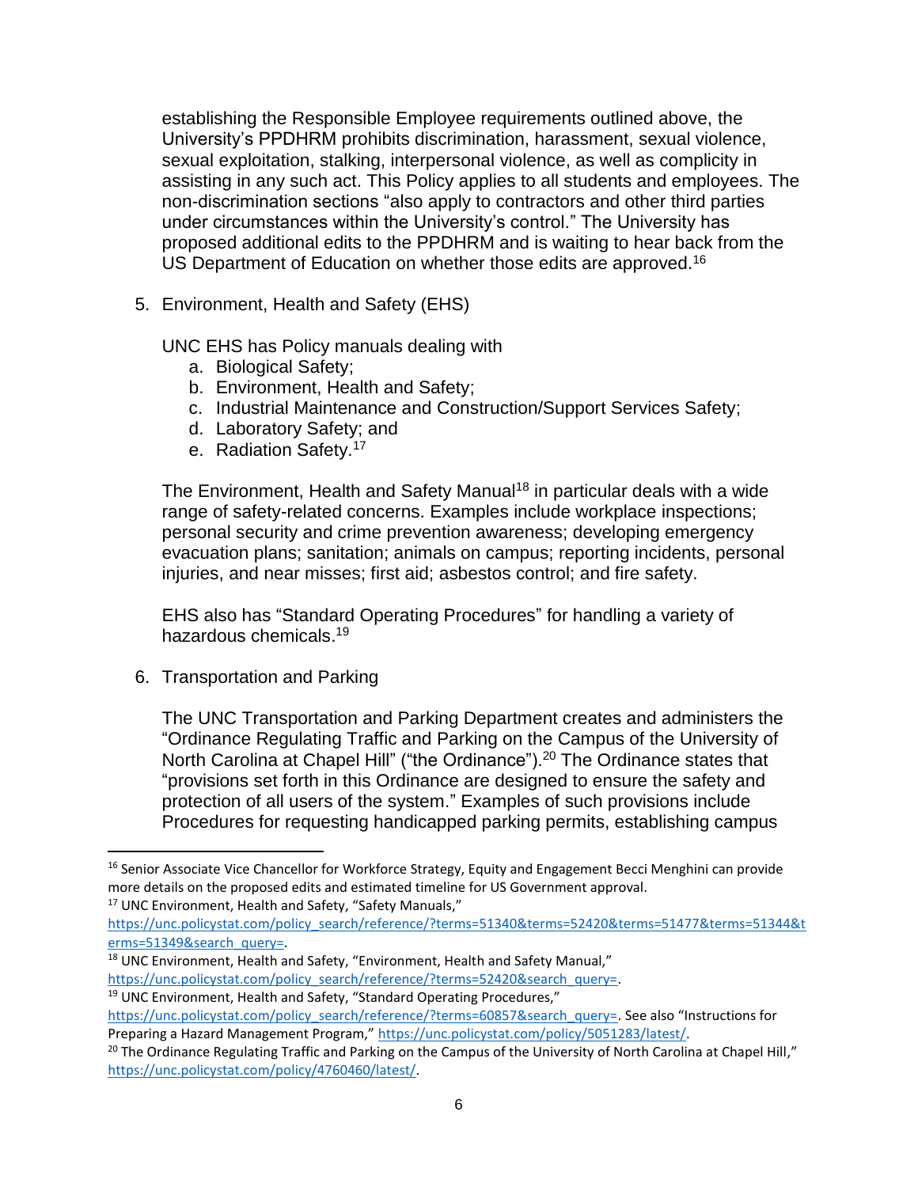establishing the Responsible Employee requirements outlined above, the University's PPDHRM prohibits discrimination, harassment, sexual violence, sexual exploitation, stalking, interpersonal violence, as well as complicity in assisting in any such act. This Policy applies to all students and employees. The non-discrimination sections "also apply to contractors and other third parties under circumstances within the University's control." The University has proposed additional edits to the PPDHRM and is waiting to hear back from the US Department of Education on whether those edits are approved.[16]

5. Environment, Health and Safety (EHS)

   UNC EHS has Policy manuals dealing with
   a. Biological Safety;
   b. Environment, Health and Safety;
   c. Industrial Maintenance and Construction/Support Services Safety;
   d. Laboratory Safety; and
   e. Radiation Safety.[17]

   The Environment, Health and Safety Manual[18] in particular deals with a wide range of safety-related concerns. Examples include workplace inspections; personal security and crime prevention awareness; developing emergency evacuation plans; sanitation; animals on campus; reporting incidents, personal injuries, and near misses; first aid; asbestos control; and fire safety.

   EHS also has "Standard Operating Procedures" for handling a variety of hazardous chemicals.[19]

6. Transportation and Parking

   The UNC Transportation and Parking Department creates and administers the "Ordinance Regulating Traffic and Parking on the Campus of the University of North Carolina at Chapel Hill" ("the Ordinance").[20] The Ordinance states that "provisions set forth in this Ordinance are designed to ensure the safety and protection of all users of the system." Examples of such provisions include Procedures for requesting handicapped parking permits, establishing campus

---

[16] Senior Associate Vice Chancellor for Workforce Strategy, Equity and Engagement Becci Menghini can provide more details on the proposed edits and estimated timeline for US Government approval.

[17] UNC Environment, Health and Safety, "Safety Manuals," https://unc.policystat.com/policy_search/reference/?terms=51340&terms=52420&terms=51477&terms=51344&terms=51349&search_query=.

[18] UNC Environment, Health and Safety, "Environment, Health and Safety Manual," https://unc.policystat.com/policy_search/reference/?terms=52420&search_query=.

[19] UNC Environment, Health and Safety, "Standard Operating Procedures," https://unc.policystat.com/policy_search/reference/?terms=60857&search_query=. See also "Instructions for Preparing a Hazard Management Program," https://unc.policystat.com/policy/5051283/latest/.

[20] The Ordinance Regulating Traffic and Parking on the Campus of the University of North Carolina at Chapel Hill," https://unc.policystat.com/policy/4760460/latest/.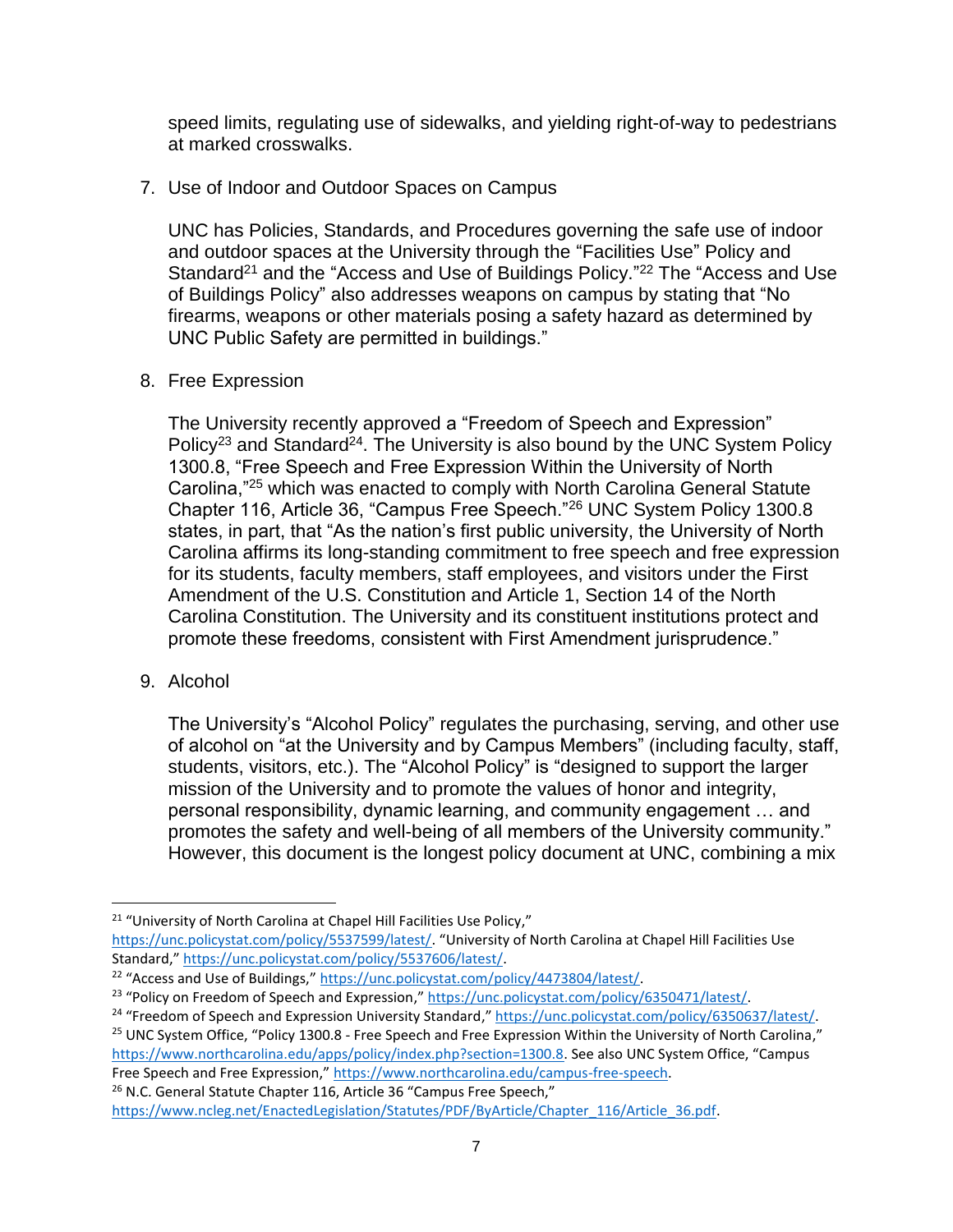speed limits, regulating use of sidewalks, and yielding right-of-way to pedestrians at marked crosswalks.

7. Use of Indoor and Outdoor Spaces on Campus

   UNC has Policies, Standards, and Procedures governing the safe use of indoor and outdoor spaces at the University through the "Facilities Use" Policy and Standard[21] and the "Access and Use of Buildings Policy."[22] The "Access and Use of Buildings Policy" also addresses weapons on campus by stating that "No firearms, weapons or other materials posing a safety hazard as determined by UNC Public Safety are permitted in buildings."

8. Free Expression

   The University recently approved a "Freedom of Speech and Expression" Policy[23] and Standard[24]. The University is also bound by the UNC System Policy 1300.8, "Free Speech and Free Expression Within the University of North Carolina,"[25] which was enacted to comply with North Carolina General Statute Chapter 116, Article 36, "Campus Free Speech."[26] UNC System Policy 1300.8 states, in part, that "As the nation's first public university, the University of North Carolina affirms its long-standing commitment to free speech and free expression for its students, faculty members, staff employees, and visitors under the First Amendment of the U.S. Constitution and Article 1, Section 14 of the North Carolina Constitution. The University and its constituent institutions protect and promote these freedoms, consistent with First Amendment jurisprudence."

9. Alcohol

   The University's "Alcohol Policy" regulates the purchasing, serving, and other use of alcohol on "at the University and by Campus Members" (including faculty, staff, students, visitors, etc.). The "Alcohol Policy" is "designed to support the larger mission of the University and to promote the values of honor and integrity, personal responsibility, dynamic learning, and community engagement … and promotes the safety and well-being of all members of the University community." However, this document is the longest policy document at UNC, combining a mix

---

[21] "University of North Carolina at Chapel Hill Facilities Use Policy," https://unc.policystat.com/policy/5537599/latest/. "University of North Carolina at Chapel Hill Facilities Use Standard," https://unc.policystat.com/policy/5537606/latest/.

[22] "Access and Use of Buildings," https://unc.policystat.com/policy/4473804/latest/.

[23] "Policy on Freedom of Speech and Expression," https://unc.policystat.com/policy/6350471/latest/.

[24] "Freedom of Speech and Expression University Standard," https://unc.policystat.com/policy/6350637/latest/.

[25] UNC System Office, "Policy 1300.8 - Free Speech and Free Expression Within the University of North Carolina," https://www.northcarolina.edu/apps/policy/index.php?section=1300.8. See also UNC System Office, "Campus Free Speech and Free Expression," https://www.northcarolina.edu/campus-free-speech.

[26] N.C. General Statute Chapter 116, Article 36 "Campus Free Speech," https://www.ncleg.net/EnactedLegislation/Statutes/PDF/ByArticle/Chapter_116/Article_36.pdf.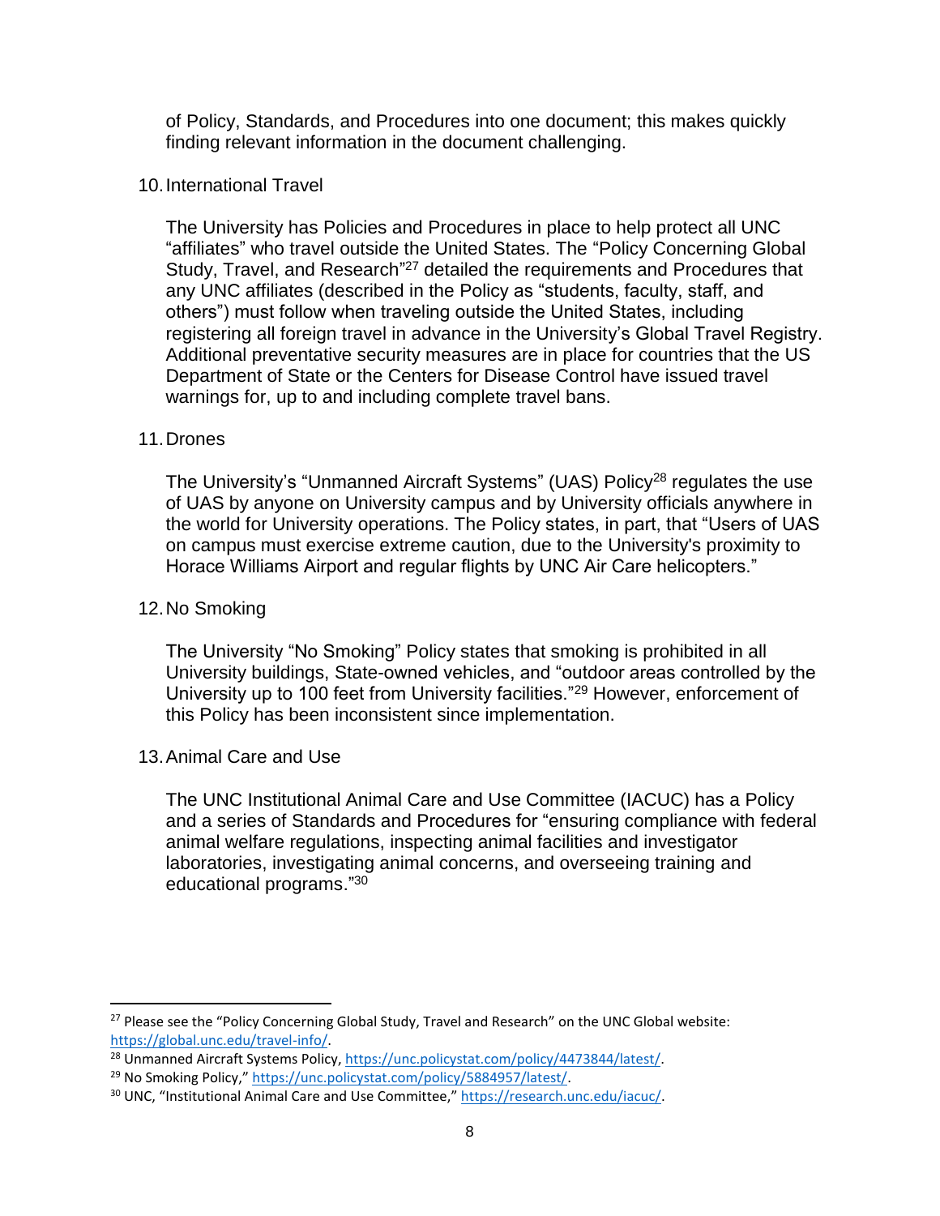of Policy, Standards, and Procedures into one document; this makes quickly finding relevant information in the document challenging.

10. International Travel

    The University has Policies and Procedures in place to help protect all UNC "affiliates" who travel outside the United States. The "Policy Concerning Global Study, Travel, and Research"[27] detailed the requirements and Procedures that any UNC affiliates (described in the Policy as "students, faculty, staff, and others") must follow when traveling outside the United States, including registering all foreign travel in advance in the University's Global Travel Registry. Additional preventative security measures are in place for countries that the US Department of State or the Centers for Disease Control have issued travel warnings for, up to and including complete travel bans.

11. Drones

    The University's "Unmanned Aircraft Systems" (UAS) Policy[28] regulates the use of UAS by anyone on University campus and by University officials anywhere in the world for University operations. The Policy states, in part, that "Users of UAS on campus must exercise extreme caution, due to the University's proximity to Horace Williams Airport and regular flights by UNC Air Care helicopters."

12. No Smoking

    The University "No Smoking" Policy states that smoking is prohibited in all University buildings, State-owned vehicles, and "outdoor areas controlled by the University up to 100 feet from University facilities."[29] However, enforcement of this Policy has been inconsistent since implementation.

13. Animal Care and Use

    The UNC Institutional Animal Care and Use Committee (IACUC) has a Policy and a series of Standards and Procedures for "ensuring compliance with federal animal welfare regulations, inspecting animal facilities and investigator laboratories, investigating animal concerns, and overseeing training and educational programs."[30]

---

[27] Please see the "Policy Concerning Global Study, Travel and Research" on the UNC Global website: https://global.unc.edu/travel-info/.

[28] Unmanned Aircraft Systems Policy, https://unc.policystat.com/policy/4473844/latest/.

[29] No Smoking Policy," https://unc.policystat.com/policy/5884957/latest/.

[30] UNC, "Institutional Animal Care and Use Committee," https://research.unc.edu/iacuc/.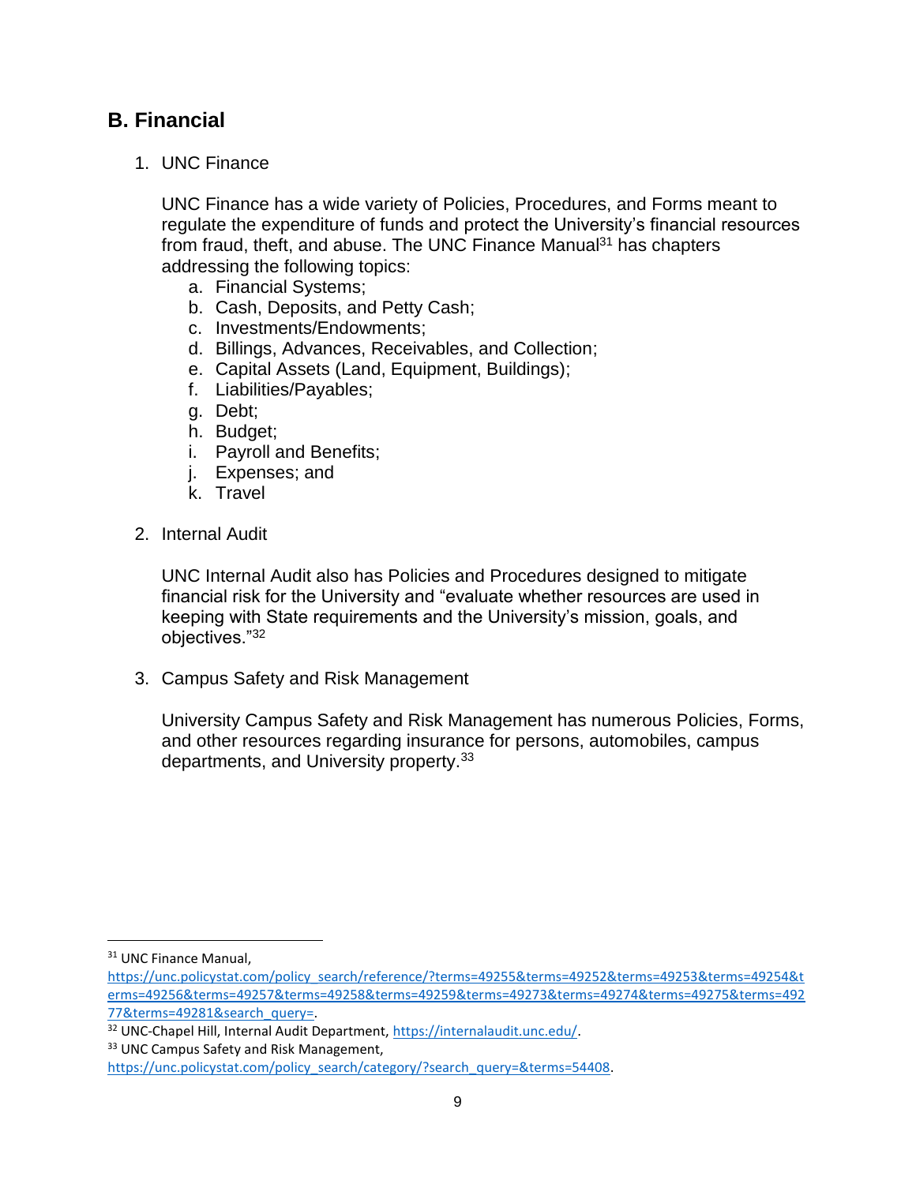## B. Financial

1. UNC Finance

   UNC Finance has a wide variety of Policies, Procedures, and Forms meant to regulate the expenditure of funds and protect the University's financial resources from fraud, theft, and abuse. The UNC Finance Manual[31] has chapters addressing the following topics:

   a. Financial Systems;
   b. Cash, Deposits, and Petty Cash;
   c. Investments/Endowments;
   d. Billings, Advances, Receivables, and Collection;
   e. Capital Assets (Land, Equipment, Buildings);
   f. Liabilities/Payables;
   g. Debt;
   h. Budget;
   i. Payroll and Benefits;
   j. Expenses; and
   k. Travel

2. Internal Audit

   UNC Internal Audit also has Policies and Procedures designed to mitigate financial risk for the University and "evaluate whether resources are used in keeping with State requirements and the University's mission, goals, and objectives."[32]

3. Campus Safety and Risk Management

   University Campus Safety and Risk Management has numerous Policies, Forms, and other resources regarding insurance for persons, automobiles, campus departments, and University property.[33]

---

[31] UNC Finance Manual, https://unc.policystat.com/policy_search/reference/?terms=49255&terms=49252&terms=49253&terms=49254&terms=49256&terms=49257&terms=49258&terms=49259&terms=49273&terms=49274&terms=49275&terms=49277&terms=49281&search_query=.

[32] UNC-Chapel Hill, Internal Audit Department, https://internalaudit.unc.edu/.

[33] UNC Campus Safety and Risk Management, https://unc.policystat.com/policy_search/category/?search_query=&terms=54408.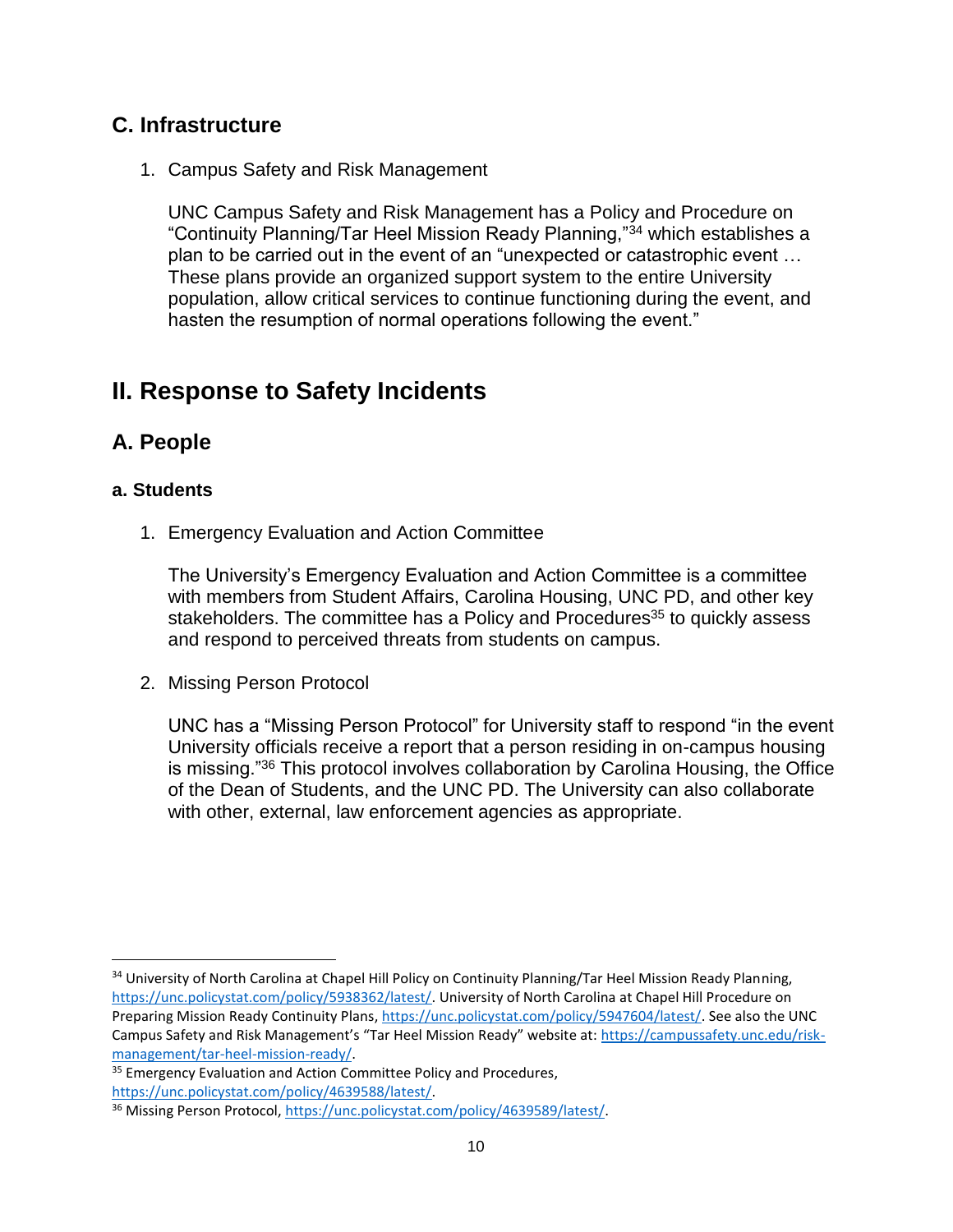## C. Infrastructure

1. Campus Safety and Risk Management

   UNC Campus Safety and Risk Management has a Policy and Procedure on "Continuity Planning/Tar Heel Mission Ready Planning,"[34] which establishes a plan to be carried out in the event of an "unexpected or catastrophic event … These plans provide an organized support system to the entire University population, allow critical services to continue functioning during the event, and hasten the resumption of normal operations following the event."

# II. Response to Safety Incidents

## A. People

### a. Students

1. Emergency Evaluation and Action Committee

   The University's Emergency Evaluation and Action Committee is a committee with members from Student Affairs, Carolina Housing, UNC PD, and other key stakeholders. The committee has a Policy and Procedures[35] to quickly assess and respond to perceived threats from students on campus.

2. Missing Person Protocol

   UNC has a "Missing Person Protocol" for University staff to respond "in the event University officials receive a report that a person residing in on-campus housing is missing."[36] This protocol involves collaboration by Carolina Housing, the Office of the Dean of Students, and the UNC PD. The University can also collaborate with other, external, law enforcement agencies as appropriate.

---

[34] University of North Carolina at Chapel Hill Policy on Continuity Planning/Tar Heel Mission Ready Planning, https://unc.policystat.com/policy/5938362/latest/. University of North Carolina at Chapel Hill Procedure on Preparing Mission Ready Continuity Plans, https://unc.policystat.com/policy/5947604/latest/. See also the UNC Campus Safety and Risk Management's "Tar Heel Mission Ready" website at: https://campussafety.unc.edu/risk-management/tar-heel-mission-ready/.

[35] Emergency Evaluation and Action Committee Policy and Procedures, https://unc.policystat.com/policy/4639588/latest/.

[36] Missing Person Protocol, https://unc.policystat.com/policy/4639589/latest/.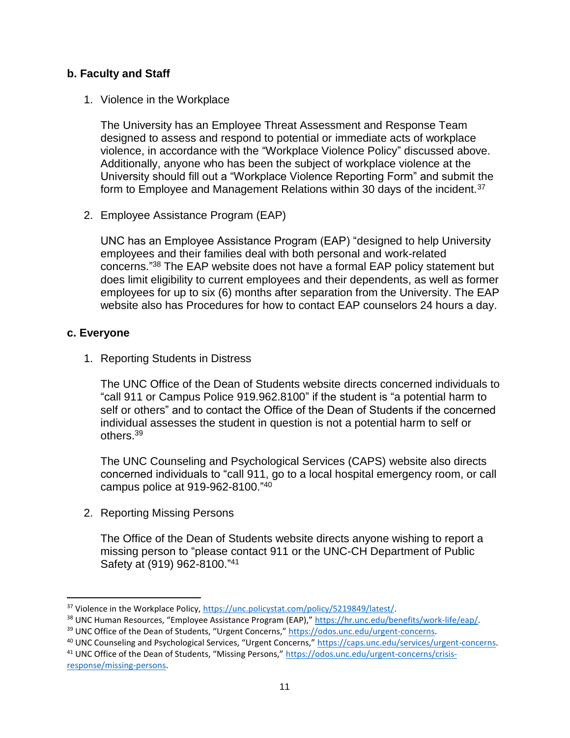### b. Faculty and Staff

1. Violence in the Workplace

   The University has an Employee Threat Assessment and Response Team designed to assess and respond to potential or immediate acts of workplace violence, in accordance with the "Workplace Violence Policy" discussed above. Additionally, anyone who has been the subject of workplace violence at the University should fill out a "Workplace Violence Reporting Form" and submit the form to Employee and Management Relations within 30 days of the incident.[37]

2. Employee Assistance Program (EAP)

   UNC has an Employee Assistance Program (EAP) "designed to help University employees and their families deal with both personal and work-related concerns."[38] The EAP website does not have a formal EAP policy statement but does limit eligibility to current employees and their dependents, as well as former employees for up to six (6) months after separation from the University. The EAP website also has Procedures for how to contact EAP counselors 24 hours a day.

### c. Everyone

1. Reporting Students in Distress

   The UNC Office of the Dean of Students website directs concerned individuals to "call 911 or Campus Police 919.962.8100" if the student is "a potential harm to self or others" and to contact the Office of the Dean of Students if the concerned individual assesses the student in question is not a potential harm to self or others.[39]

   The UNC Counseling and Psychological Services (CAPS) website also directs concerned individuals to "call 911, go to a local hospital emergency room, or call campus police at 919-962-8100."[40]

2. Reporting Missing Persons

   The Office of the Dean of Students website directs anyone wishing to report a missing person to "please contact 911 or the UNC-CH Department of Public Safety at (919) 962-8100."[41]

---

[37] Violence in the Workplace Policy, https://unc.policystat.com/policy/5219849/latest/.

[38] UNC Human Resources, "Employee Assistance Program (EAP)," https://hr.unc.edu/benefits/work-life/eap/.

[39] UNC Office of the Dean of Students, "Urgent Concerns," https://odos.unc.edu/urgent-concerns.

[40] UNC Counseling and Psychological Services, "Urgent Concerns," https://caps.unc.edu/services/urgent-concerns.

[41] UNC Office of the Dean of Students, "Missing Persons," https://odos.unc.edu/urgent-concerns/crisis-response/missing-persons.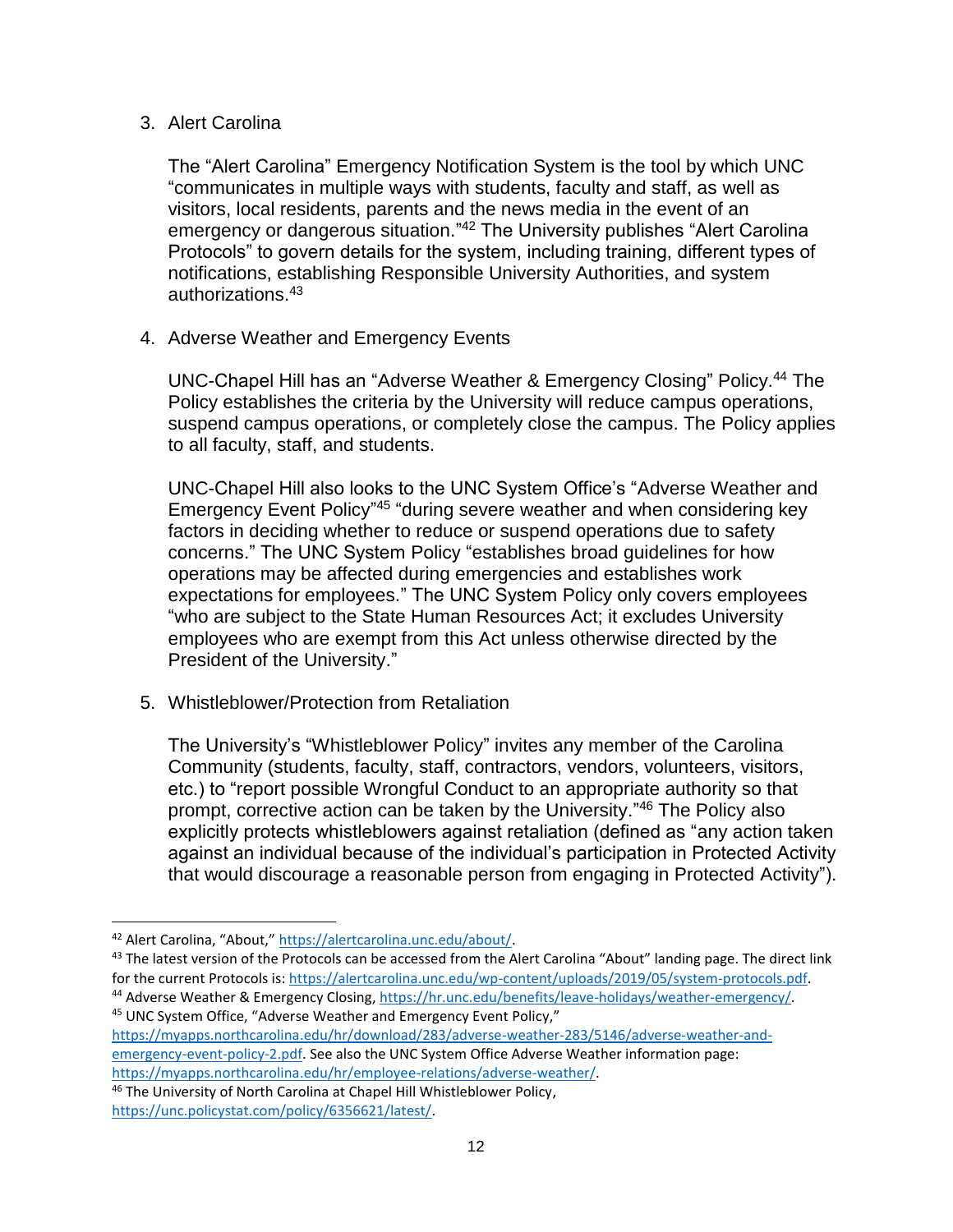3. Alert Carolina

   The "Alert Carolina" Emergency Notification System is the tool by which UNC "communicates in multiple ways with students, faculty and staff, as well as visitors, local residents, parents and the news media in the event of an emergency or dangerous situation."[42] The University publishes "Alert Carolina Protocols" to govern details for the system, including training, different types of notifications, establishing Responsible University Authorities, and system authorizations.[43]

4. Adverse Weather and Emergency Events

   UNC-Chapel Hill has an "Adverse Weather & Emergency Closing" Policy.[44] The Policy establishes the criteria by the University will reduce campus operations, suspend campus operations, or completely close the campus. The Policy applies to all faculty, staff, and students.

   UNC-Chapel Hill also looks to the UNC System Office's "Adverse Weather and Emergency Event Policy"[45] "during severe weather and when considering key factors in deciding whether to reduce or suspend operations due to safety concerns." The UNC System Policy "establishes broad guidelines for how operations may be affected during emergencies and establishes work expectations for employees." The UNC System Policy only covers employees "who are subject to the State Human Resources Act; it excludes University employees who are exempt from this Act unless otherwise directed by the President of the University."

5. Whistleblower/Protection from Retaliation

   The University's "Whistleblower Policy" invites any member of the Carolina Community (students, faculty, staff, contractors, vendors, volunteers, visitors, etc.) to "report possible Wrongful Conduct to an appropriate authority so that prompt, corrective action can be taken by the University."[46] The Policy also explicitly protects whistleblowers against retaliation (defined as "any action taken against an individual because of the individual's participation in Protected Activity that would discourage a reasonable person from engaging in Protected Activity").

---

[42] Alert Carolina, "About," https://alertcarolina.unc.edu/about/.

[43] The latest version of the Protocols can be accessed from the Alert Carolina "About" landing page. The direct link for the current Protocols is: https://alertcarolina.unc.edu/wp-content/uploads/2019/05/system-protocols.pdf.

[44] Adverse Weather & Emergency Closing, https://hr.unc.edu/benefits/leave-holidays/weather-emergency/.

[45] UNC System Office, "Adverse Weather and Emergency Event Policy," https://myapps.northcarolina.edu/hr/download/283/adverse-weather-283/5146/adverse-weather-and-emergency-event-policy-2.pdf. See also the UNC System Office Adverse Weather information page: https://myapps.northcarolina.edu/hr/employee-relations/adverse-weather/.

[46] The University of North Carolina at Chapel Hill Whistleblower Policy, https://unc.policystat.com/policy/6356621/latest/.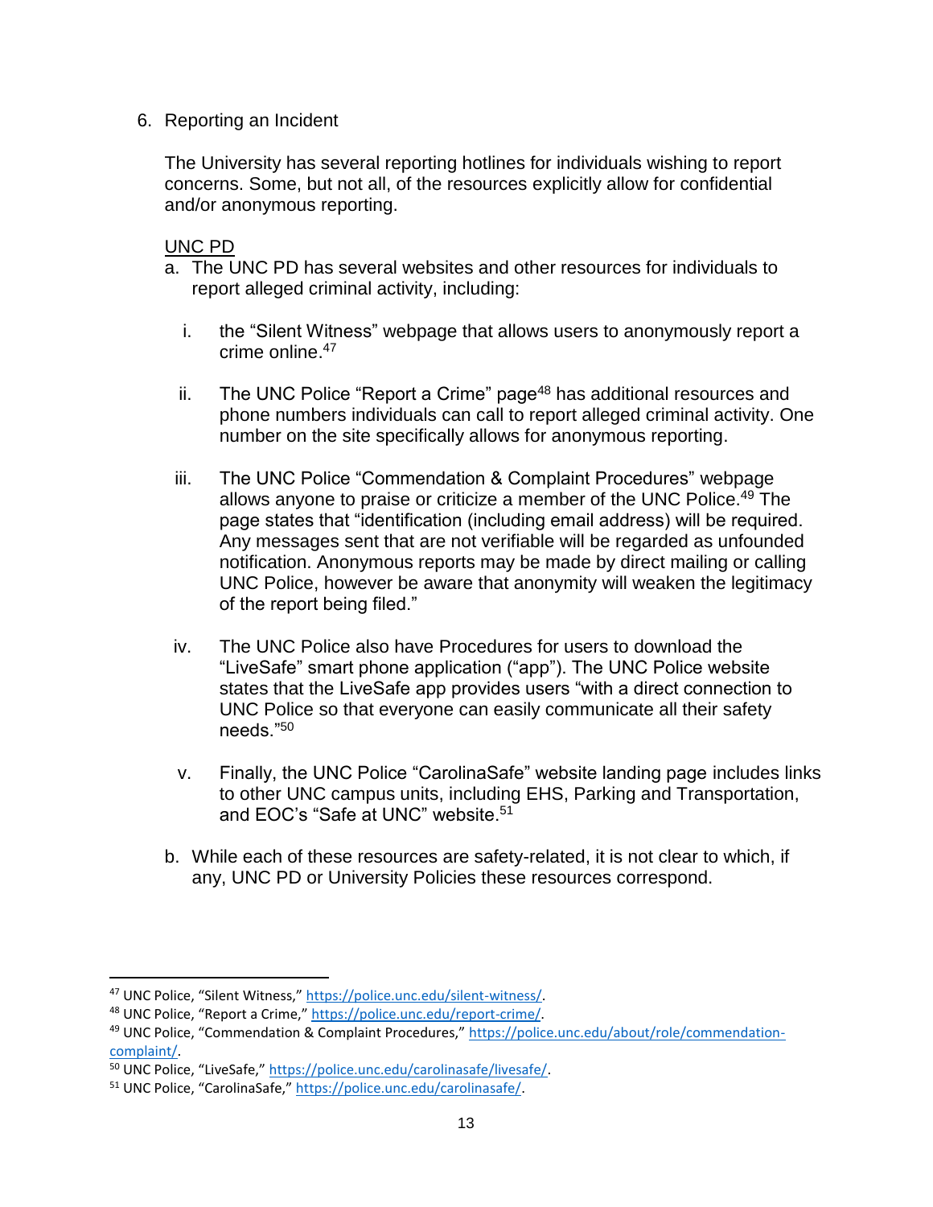6. Reporting an Incident

The University has several reporting hotlines for individuals wishing to report concerns. Some, but not all, of the resources explicitly allow for confidential and/or anonymous reporting.

<u>UNC PD</u>

a. The UNC PD has several websites and other resources for individuals to report alleged criminal activity, including:

   i. the "Silent Witness" webpage that allows users to anonymously report a crime online.[47]

   ii. The UNC Police "Report a Crime" page[48] has additional resources and phone numbers individuals can call to report alleged criminal activity. One number on the site specifically allows for anonymous reporting.

   iii. The UNC Police "Commendation & Complaint Procedures" webpage allows anyone to praise or criticize a member of the UNC Police.[49] The page states that "identification (including email address) will be required. Any messages sent that are not verifiable will be regarded as unfounded notification. Anonymous reports may be made by direct mailing or calling UNC Police, however be aware that anonymity will weaken the legitimacy of the report being filed."

   iv. The UNC Police also have Procedures for users to download the "LiveSafe" smart phone application ("app"). The UNC Police website states that the LiveSafe app provides users "with a direct connection to UNC Police so that everyone can easily communicate all their safety needs."[50]

   v. Finally, the UNC Police "CarolinaSafe" website landing page includes links to other UNC campus units, including EHS, Parking and Transportation, and EOC's "Safe at UNC" website.[51]

b. While each of these resources are safety-related, it is not clear to which, if any, UNC PD or University Policies these resources correspond.

---

[47] UNC Police, "Silent Witness," https://police.unc.edu/silent-witness/.

[48] UNC Police, "Report a Crime," https://police.unc.edu/report-crime/.

[49] UNC Police, "Commendation & Complaint Procedures," https://police.unc.edu/about/role/commendation-complaint/.

[50] UNC Police, "LiveSafe," https://police.unc.edu/carolinasafe/livesafe/.

[51] UNC Police, "CarolinaSafe," https://police.unc.edu/carolinasafe/.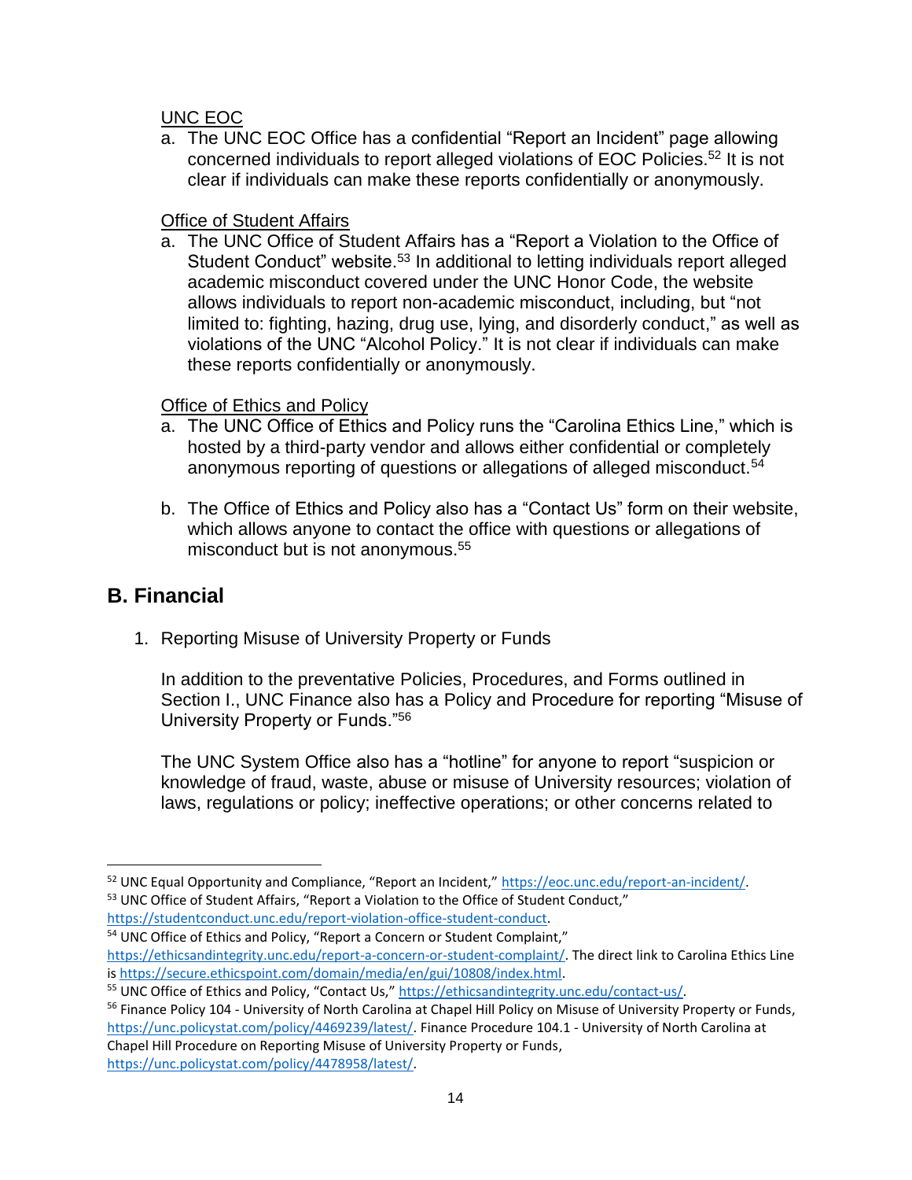UNC EOC

a. The UNC EOC Office has a confidential "Report an Incident" page allowing concerned individuals to report alleged violations of EOC Policies.[52] It is not clear if individuals can make these reports confidentially or anonymously.

Office of Student Affairs

a. The UNC Office of Student Affairs has a "Report a Violation to the Office of Student Conduct" website.[53] In additional to letting individuals report alleged academic misconduct covered under the UNC Honor Code, the website allows individuals to report non-academic misconduct, including, but "not limited to: fighting, hazing, drug use, lying, and disorderly conduct," as well as violations of the UNC "Alcohol Policy." It is not clear if individuals can make these reports confidentially or anonymously.

Office of Ethics and Policy

a. The UNC Office of Ethics and Policy runs the "Carolina Ethics Line," which is hosted by a third-party vendor and allows either confidential or completely anonymous reporting of questions or allegations of alleged misconduct.[54]

b. The Office of Ethics and Policy also has a "Contact Us" form on their website, which allows anyone to contact the office with questions or allegations of misconduct but is not anonymous.[55]

## B. Financial

1. Reporting Misuse of University Property or Funds

In addition to the preventative Policies, Procedures, and Forms outlined in Section I., UNC Finance also has a Policy and Procedure for reporting "Misuse of University Property or Funds."[56]

The UNC System Office also has a "hotline" for anyone to report "suspicion or knowledge of fraud, waste, abuse or misuse of University resources; violation of laws, regulations or policy; ineffective operations; or other concerns related to

---

[52] UNC Equal Opportunity and Compliance, "Report an Incident," https://eoc.unc.edu/report-an-incident/.

[53] UNC Office of Student Affairs, "Report a Violation to the Office of Student Conduct," https://studentconduct.unc.edu/report-violation-office-student-conduct.

[54] UNC Office of Ethics and Policy, "Report a Concern or Student Complaint," https://ethicsandintegrity.unc.edu/report-a-concern-or-student-complaint/. The direct link to Carolina Ethics Line is https://secure.ethicspoint.com/domain/media/en/gui/10808/index.html.

[55] UNC Office of Ethics and Policy, "Contact Us," https://ethicsandintegrity.unc.edu/contact-us/.

[56] Finance Policy 104 - University of North Carolina at Chapel Hill Policy on Misuse of University Property or Funds, https://unc.policystat.com/policy/4469239/latest/. Finance Procedure 104.1 - University of North Carolina at Chapel Hill Procedure on Reporting Misuse of University Property or Funds, https://unc.policystat.com/policy/4478958/latest/.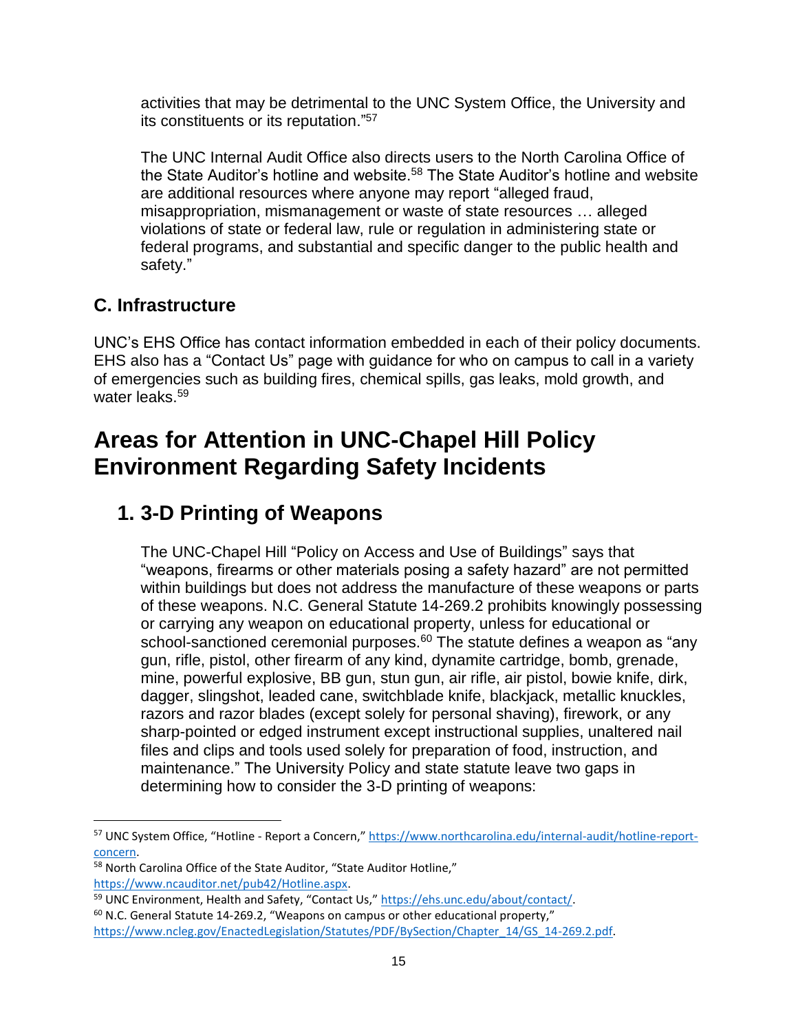activities that may be detrimental to the UNC System Office, the University and its constituents or its reputation."[57]

The UNC Internal Audit Office also directs users to the North Carolina Office of the State Auditor's hotline and website.[58] The State Auditor's hotline and website are additional resources where anyone may report "alleged fraud, misappropriation, mismanagement or waste of state resources … alleged violations of state or federal law, rule or regulation in administering state or federal programs, and substantial and specific danger to the public health and safety."

### C. Infrastructure

UNC's EHS Office has contact information embedded in each of their policy documents. EHS also has a "Contact Us" page with guidance for who on campus to call in a variety of emergencies such as building fires, chemical spills, gas leaks, mold growth, and water leaks.[59]

# Areas for Attention in UNC-Chapel Hill Policy Environment Regarding Safety Incidents

## 1. 3-D Printing of Weapons

The UNC-Chapel Hill "Policy on Access and Use of Buildings" says that "weapons, firearms or other materials posing a safety hazard" are not permitted within buildings but does not address the manufacture of these weapons or parts of these weapons. N.C. General Statute 14-269.2 prohibits knowingly possessing or carrying any weapon on educational property, unless for educational or school-sanctioned ceremonial purposes.[60] The statute defines a weapon as "any gun, rifle, pistol, other firearm of any kind, dynamite cartridge, bomb, grenade, mine, powerful explosive, BB gun, stun gun, air rifle, air pistol, bowie knife, dirk, dagger, slingshot, leaded cane, switchblade knife, blackjack, metallic knuckles, razors and razor blades (except solely for personal shaving), firework, or any sharp-pointed or edged instrument except instructional supplies, unaltered nail files and clips and tools used solely for preparation of food, instruction, and maintenance." The University Policy and state statute leave two gaps in determining how to consider the 3-D printing of weapons:

---

[57] UNC System Office, "Hotline - Report a Concern," https://www.northcarolina.edu/internal-audit/hotline-report-concern.

[58] North Carolina Office of the State Auditor, "State Auditor Hotline," https://www.ncauditor.net/pub42/Hotline.aspx.

[59] UNC Environment, Health and Safety, "Contact Us," https://ehs.unc.edu/about/contact/.

[60] N.C. General Statute 14-269.2, "Weapons on campus or other educational property," https://www.ncleg.gov/EnactedLegislation/Statutes/PDF/BySection/Chapter_14/GS_14-269.2.pdf.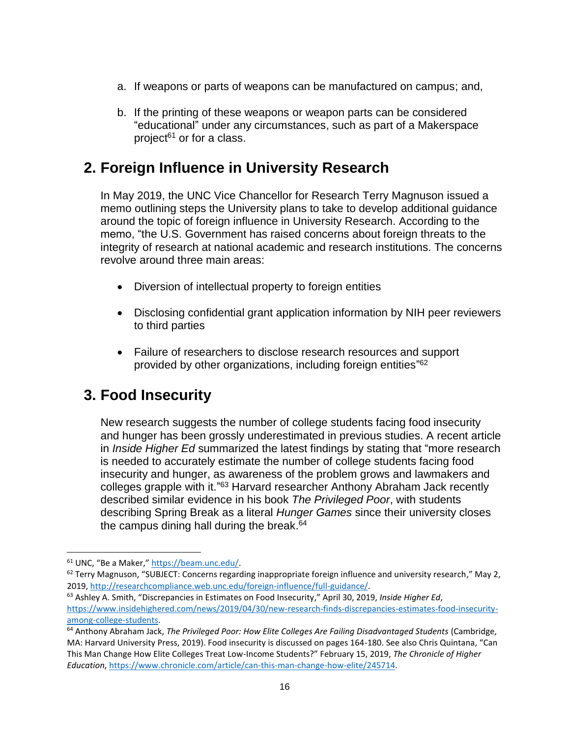a. If weapons or parts of weapons can be manufactured on campus; and,

b. If the printing of these weapons or weapon parts can be considered "educational" under any circumstances, such as part of a Makerspace project[61] or for a class.

## 2. Foreign Influence in University Research

In May 2019, the UNC Vice Chancellor for Research Terry Magnuson issued a memo outlining steps the University plans to take to develop additional guidance around the topic of foreign influence in University Research. According to the memo, "the U.S. Government has raised concerns about foreign threats to the integrity of research at national academic and research institutions. The concerns revolve around three main areas:

- Diversion of intellectual property to foreign entities
- Disclosing confidential grant application information by NIH peer reviewers to third parties
- Failure of researchers to disclose research resources and support provided by other organizations, including foreign entities"[62]

## 3. Food Insecurity

New research suggests the number of college students facing food insecurity and hunger has been grossly underestimated in previous studies. A recent article in *Inside Higher Ed* summarized the latest findings by stating that "more research is needed to accurately estimate the number of college students facing food insecurity and hunger, as awareness of the problem grows and lawmakers and colleges grapple with it."[63] Harvard researcher Anthony Abraham Jack recently described similar evidence in his book *The Privileged Poor*, with students describing Spring Break as a literal *Hunger Games* since their university closes the campus dining hall during the break.[64]

---

[61] UNC, "Be a Maker," https://beam.unc.edu/.

[62] Terry Magnuson, "SUBJECT: Concerns regarding inappropriate foreign influence and university research," May 2, 2019, http://researchcompliance.web.unc.edu/foreign-influence/full-guidance/.

[63] Ashley A. Smith, "Discrepancies in Estimates on Food Insecurity," April 30, 2019, *Inside Higher Ed*, https://www.insidehighered.com/news/2019/04/30/new-research-finds-discrepancies-estimates-food-insecurity-among-college-students.

[64] Anthony Abraham Jack, *The Privileged Poor: How Elite Colleges Are Failing Disadvantaged Students* (Cambridge, MA: Harvard University Press, 2019). Food insecurity is discussed on pages 164-180. See also Chris Quintana, "Can This Man Change How Elite Colleges Treat Low-Income Students?" February 15, 2019, *The Chronicle of Higher Education*, https://www.chronicle.com/article/can-this-man-change-how-elite/245714.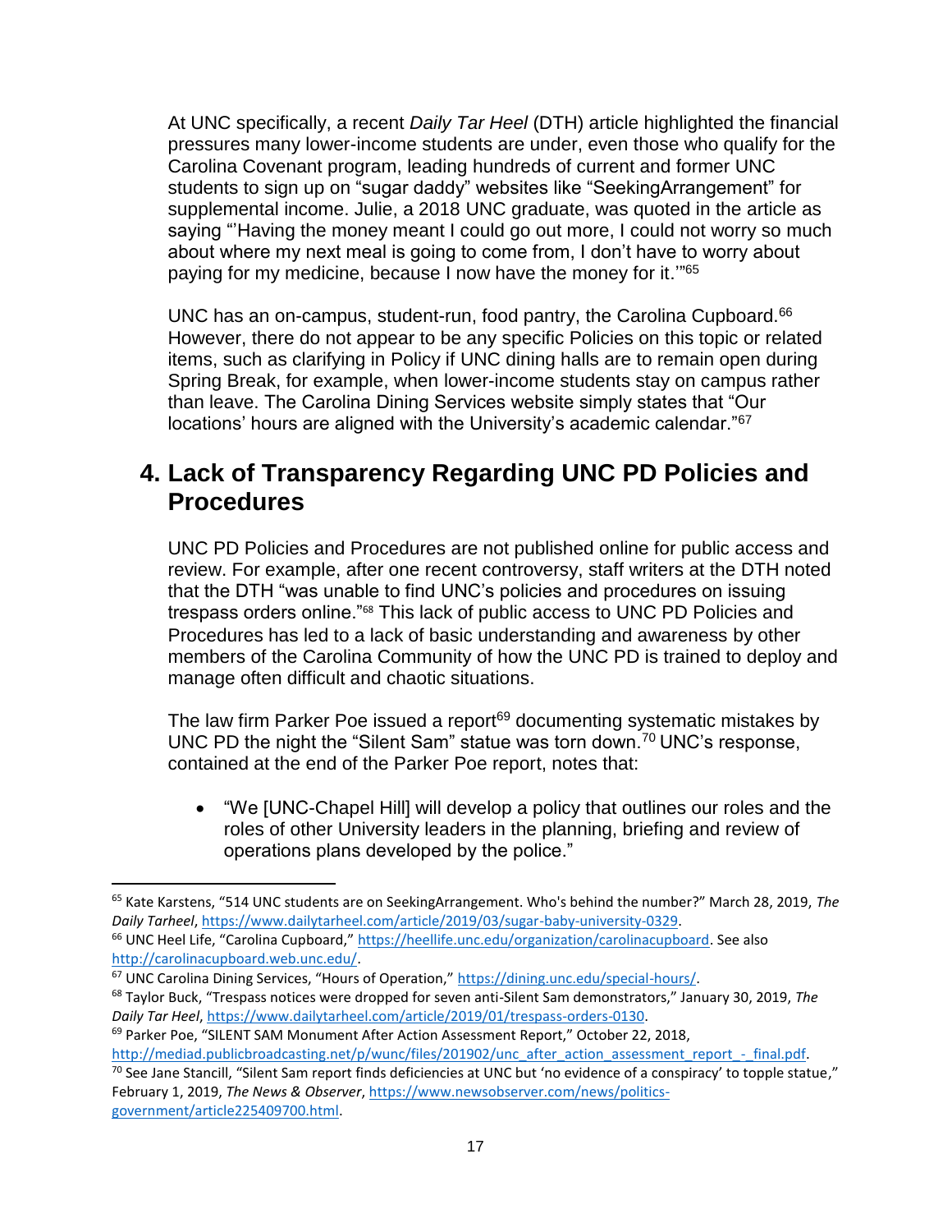At UNC specifically, a recent *Daily Tar Heel* (DTH) article highlighted the financial pressures many lower-income students are under, even those who qualify for the Carolina Covenant program, leading hundreds of current and former UNC students to sign up on "sugar daddy" websites like "SeekingArrangement" for supplemental income. Julie, a 2018 UNC graduate, was quoted in the article as saying "'Having the money meant I could go out more, I could not worry so much about where my next meal is going to come from, I don't have to worry about paying for my medicine, because I now have the money for it.'"[65]

UNC has an on-campus, student-run, food pantry, the Carolina Cupboard.[66] However, there do not appear to be any specific Policies on this topic or related items, such as clarifying in Policy if UNC dining halls are to remain open during Spring Break, for example, when lower-income students stay on campus rather than leave. The Carolina Dining Services website simply states that "Our locations' hours are aligned with the University's academic calendar."[67]

## 4. Lack of Transparency Regarding UNC PD Policies and Procedures

UNC PD Policies and Procedures are not published online for public access and review. For example, after one recent controversy, staff writers at the DTH noted that the DTH "was unable to find UNC's policies and procedures on issuing trespass orders online."[68] This lack of public access to UNC PD Policies and Procedures has led to a lack of basic understanding and awareness by other members of the Carolina Community of how the UNC PD is trained to deploy and manage often difficult and chaotic situations.

The law firm Parker Poe issued a report[69] documenting systematic mistakes by UNC PD the night the "Silent Sam" statue was torn down.[70] UNC's response, contained at the end of the Parker Poe report, notes that:

- "We [UNC-Chapel Hill] will develop a policy that outlines our roles and the roles of other University leaders in the planning, briefing and review of operations plans developed by the police."

---

[65] Kate Karstens, "514 UNC students are on SeekingArrangement. Who's behind the number?" March 28, 2019, *The Daily Tarheel*, https://www.dailytarheel.com/article/2019/03/sugar-baby-university-0329.

[66] UNC Heel Life, "Carolina Cupboard," https://heellife.unc.edu/organization/carolinacupboard. See also http://carolinacupboard.web.unc.edu/.

[67] UNC Carolina Dining Services, "Hours of Operation," https://dining.unc.edu/special-hours/.

[68] Taylor Buck, "Trespass notices were dropped for seven anti-Silent Sam demonstrators," January 30, 2019, *The Daily Tar Heel*, https://www.dailytarheel.com/article/2019/01/trespass-orders-0130.

[69] Parker Poe, "SILENT SAM Monument After Action Assessment Report," October 22, 2018, http://mediad.publicbroadcasting.net/p/wunc/files/201902/unc_after_action_assessment_report_-_final.pdf.

[70] See Jane Stancill, "Silent Sam report finds deficiencies at UNC but 'no evidence of a conspiracy' to topple statue," February 1, 2019, *The News & Observer*, https://www.newsobserver.com/news/politics-government/article225409700.html.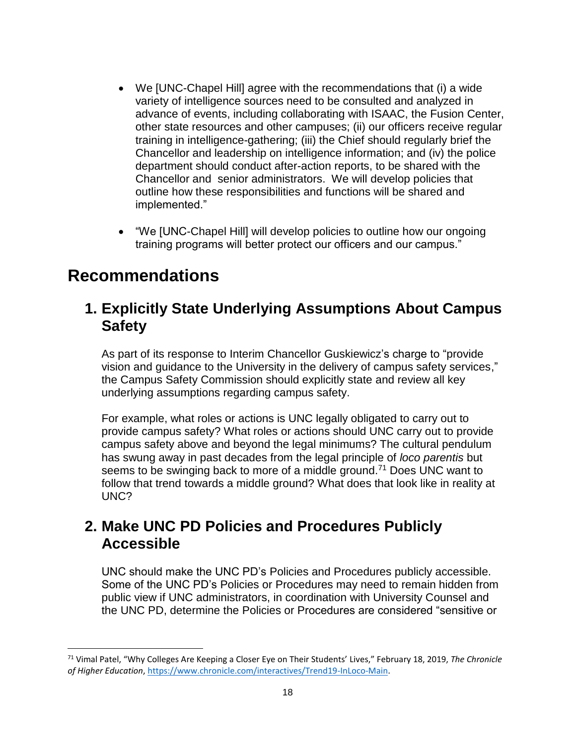- We [UNC-Chapel Hill] agree with the recommendations that (i) a wide variety of intelligence sources need to be consulted and analyzed in advance of events, including collaborating with ISAAC, the Fusion Center, other state resources and other campuses; (ii) our officers receive regular training in intelligence-gathering; (iii) the Chief should regularly brief the Chancellor and leadership on intelligence information; and (iv) the police department should conduct after-action reports, to be shared with the Chancellor and senior administrators. We will develop policies that outline how these responsibilities and functions will be shared and implemented."

- "We [UNC-Chapel Hill] will develop policies to outline how our ongoing training programs will better protect our officers and our campus."

# Recommendations

## 1. Explicitly State Underlying Assumptions About Campus Safety

As part of its response to Interim Chancellor Guskiewicz's charge to "provide vision and guidance to the University in the delivery of campus safety services," the Campus Safety Commission should explicitly state and review all key underlying assumptions regarding campus safety.

For example, what roles or actions is UNC legally obligated to carry out to provide campus safety? What roles or actions should UNC carry out to provide campus safety above and beyond the legal minimums? The cultural pendulum has swung away in past decades from the legal principle of *loco parentis* but seems to be swinging back to more of a middle ground.[71] Does UNC want to follow that trend towards a middle ground? What does that look like in reality at UNC?

## 2. Make UNC PD Policies and Procedures Publicly Accessible

UNC should make the UNC PD's Policies and Procedures publicly accessible. Some of the UNC PD's Policies or Procedures may need to remain hidden from public view if UNC administrators, in coordination with University Counsel and the UNC PD, determine the Policies or Procedures are considered "sensitive or

---

[71] Vimal Patel, "Why Colleges Are Keeping a Closer Eye on Their Students' Lives," February 18, 2019, *The Chronicle of Higher Education*, https://www.chronicle.com/interactives/Trend19-InLoco-Main.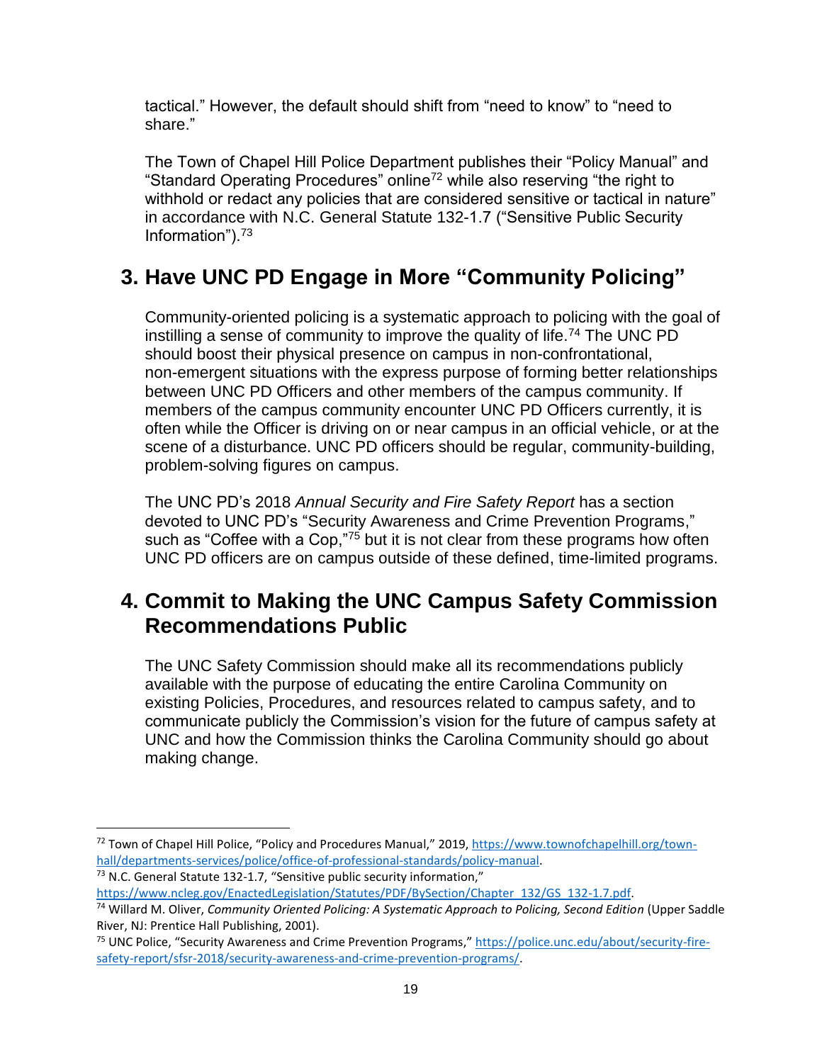tactical." However, the default should shift from "need to know" to "need to share."

The Town of Chapel Hill Police Department publishes their "Policy Manual" and "Standard Operating Procedures" online[72] while also reserving "the right to withhold or redact any policies that are considered sensitive or tactical in nature" in accordance with N.C. General Statute 132-1.7 ("Sensitive Public Security Information").[73]

## 3. Have UNC PD Engage in More "Community Policing"

Community-oriented policing is a systematic approach to policing with the goal of instilling a sense of community to improve the quality of life.[74] The UNC PD should boost their physical presence on campus in non-confrontational, non-emergent situations with the express purpose of forming better relationships between UNC PD Officers and other members of the campus community. If members of the campus community encounter UNC PD Officers currently, it is often while the Officer is driving on or near campus in an official vehicle, or at the scene of a disturbance. UNC PD officers should be regular, community-building, problem-solving figures on campus.

The UNC PD's 2018 *Annual Security and Fire Safety Report* has a section devoted to UNC PD's "Security Awareness and Crime Prevention Programs," such as "Coffee with a Cop,"[75] but it is not clear from these programs how often UNC PD officers are on campus outside of these defined, time-limited programs.

## 4. Commit to Making the UNC Campus Safety Commission Recommendations Public

The UNC Safety Commission should make all its recommendations publicly available with the purpose of educating the entire Carolina Community on existing Policies, Procedures, and resources related to campus safety, and to communicate publicly the Commission's vision for the future of campus safety at UNC and how the Commission thinks the Carolina Community should go about making change.

---

[72] Town of Chapel Hill Police, "Policy and Procedures Manual," 2019, https://www.townofchapelhill.org/town-hall/departments-services/police/office-of-professional-standards/policy-manual.

[73] N.C. General Statute 132-1.7, "Sensitive public security information," https://www.ncleg.gov/EnactedLegislation/Statutes/PDF/BySection/Chapter_132/GS_132-1.7.pdf.

[74] Willard M. Oliver, *Community Oriented Policing: A Systematic Approach to Policing, Second Edition* (Upper Saddle River, NJ: Prentice Hall Publishing, 2001).

[75] UNC Police, "Security Awareness and Crime Prevention Programs," https://police.unc.edu/about/security-fire-safety-report/sfsr-2018/security-awareness-and-crime-prevention-programs/.